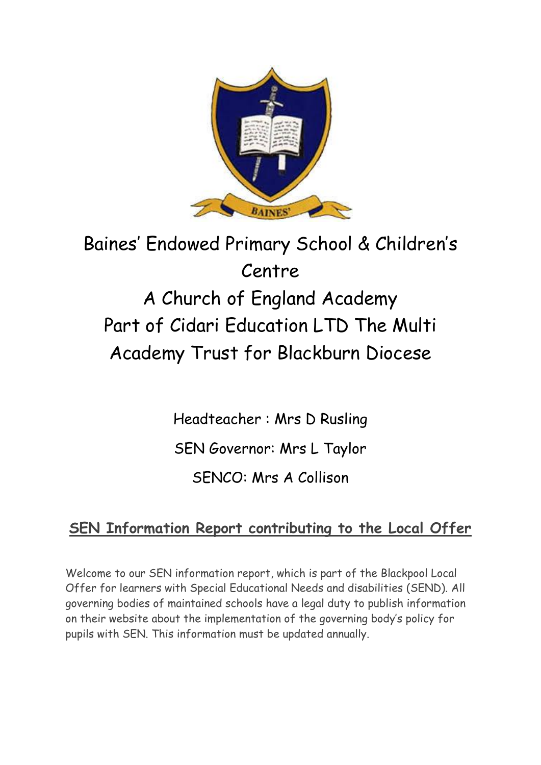# Baines' Endowed Primary School & Children's Centre

# A Church of England Academy

# Part of Cidari Education LTD The Multi Academy Trust for Blackburn Diocese

Headteacher : Mrs D Rusling

SEN Governor: Mrs L Taylor

SENCO: Mrs A Collison

## SEN Information Report contributing to the Local Offer

Welcome to our SEN information report, which is part of the Blackpool Local Offer for learners with Special Educational Needs and disabilities (SEND). All governing bodies of maintained schools have a legal duty to publish information on their website about the implementation of the governing body's policy for pupils with SEN. This information must be updated annually.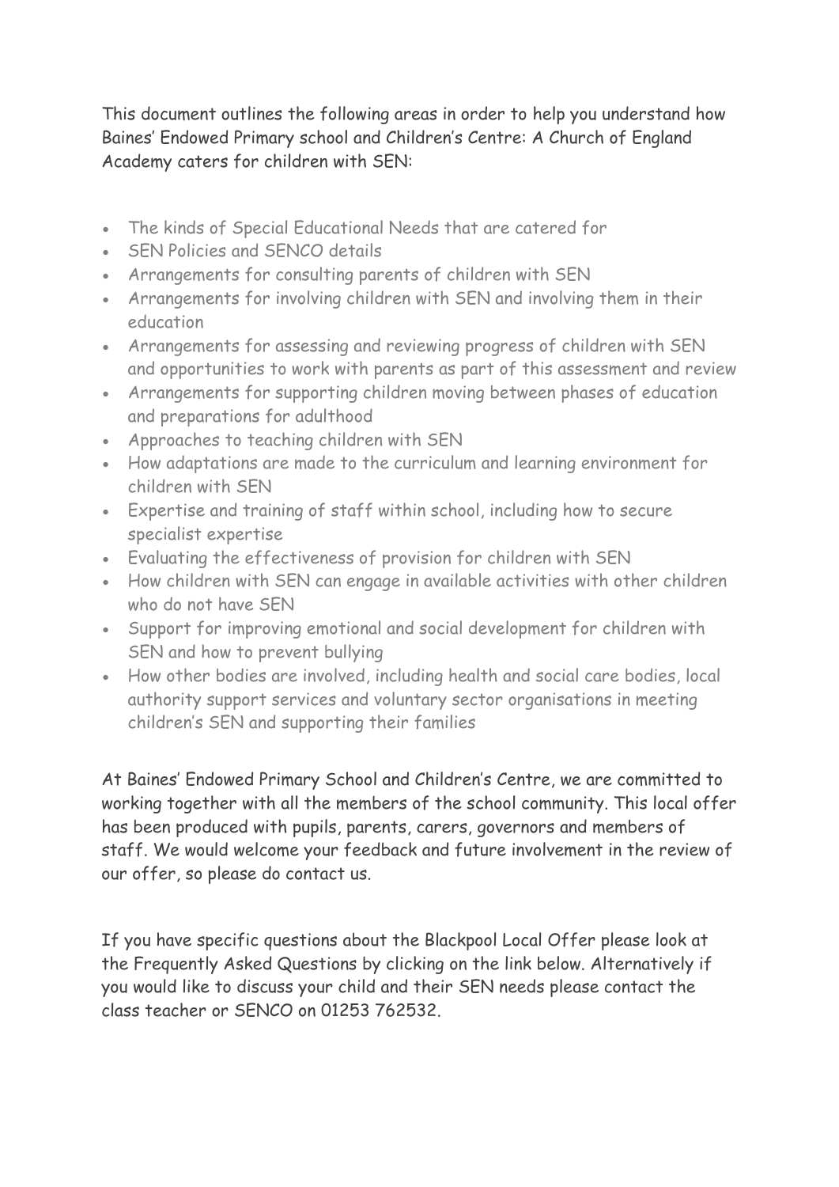This document outlines the following areas in order to help you understand how Baines' Endowed Primary school and Children's Centre: A Church of England Academy caters for children with SEN:

- The kinds of Special Educational Needs that are catered for
- SEN Policies and SENCO details
- Arrangements for consulting parents of children with SEN
- Arrangements for involving children with SEN and involving them in their education
- Arrangements for assessing and reviewing progress of children with SEN and opportunities to work with parents as part of this assessment and review
- Arrangements for supporting children moving between phases of education and preparations for adulthood
- Approaches to teaching children with SEN
- How adaptations are made to the curriculum and learning environment for children with SEN
- Expertise and training of staff within school, including how to secure specialist expertise
- Evaluating the effectiveness of provision for children with SEN
- How children with SEN can engage in available activities with other children who do not have SEN
- Support for improving emotional and social development for children with SEN and how to prevent bullying
- How other bodies are involved, including health and social care bodies, local authority support services and voluntary sector organisations in meeting children's SEN and supporting their families

At Baines' Endowed Primary School and Children's Centre, we are committed to working together with all the members of the school community. This local offer has been produced with pupils, parents, carers, governors and members of staff. We would welcome your feedback and future involvement in the review of our offer, so please do contact us.

If you have specific questions about the Blackpool Local Offer please look at the Frequently Asked Questions by clicking on the link below. Alternatively if you would like to discuss your child and their SEN needs please contact the class teacher or SENCO on 01253 762532.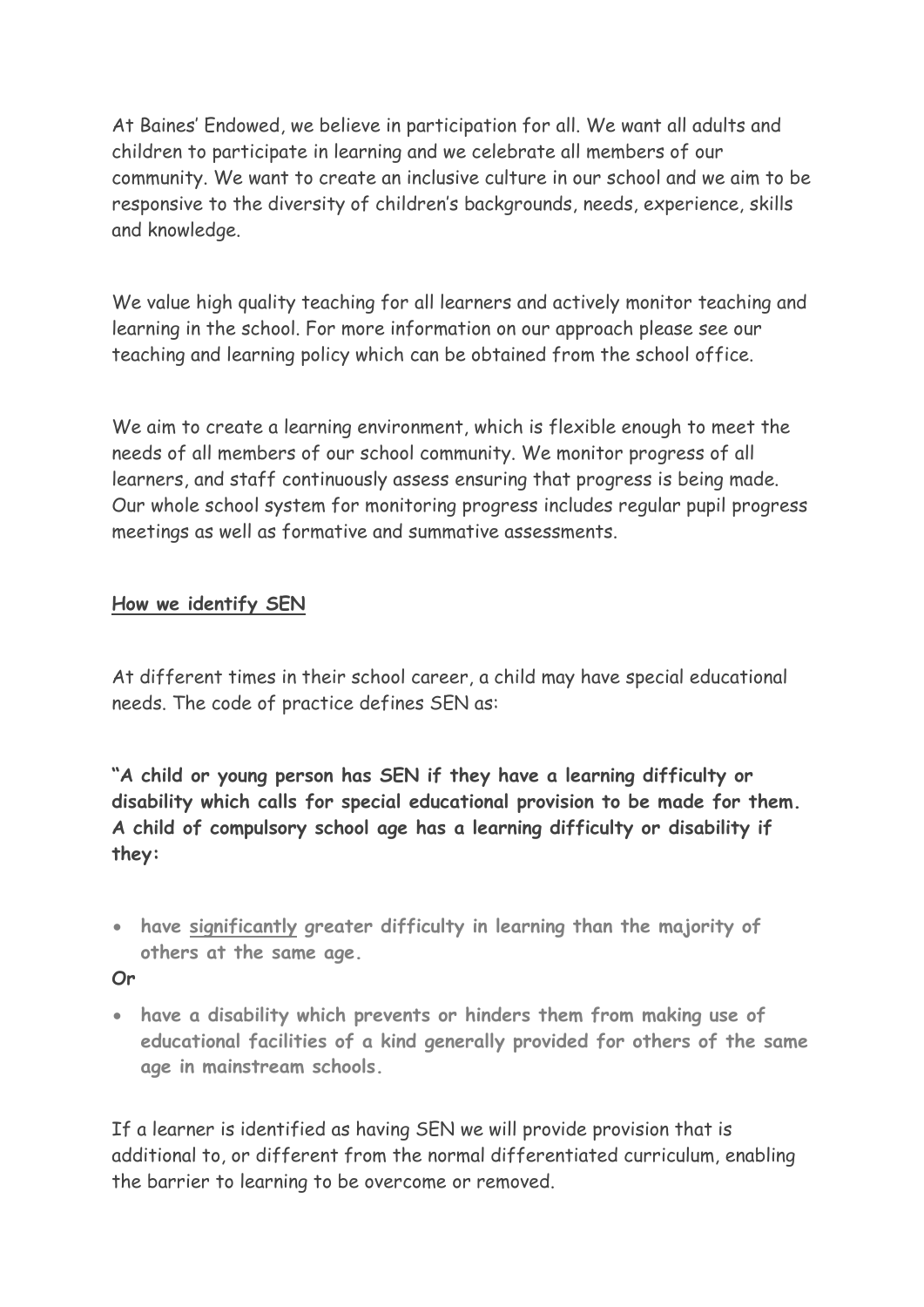At Baines' Endowed, we believe in participation for all. We want all adults and children to participate in learning and we celebrate all members of our community. We want to create an inclusive culture in our school and we aim to be responsive to the diversity of children's backgrounds, needs, experience, skills and knowledge.

We value high quality teaching for all learners and actively monitor teaching and learning in the school. For more information on our approach please see our teaching and learning policy which can be obtained from the school office.

We aim to create a learning environment, which is flexible enough to meet the needs of all members of our school community. We monitor progress of all learners, and staff continuously assess ensuring that progress is being made. Our whole school system for monitoring progress includes regular pupil progress meetings as well as formative and summative assessments.

## How we identify SEN

At different times in their school career, a child may have special educational needs. The code of practice defines SEN as:

**"A child or young person has SEN if they have a learning difficulty or disability which calls for special educational provision to be made for them. A child of compulsory school age has a learning difficulty or disability if they:**

- **have significantly greater difficulty in learning than the majority of others at the same age.**

***Or***

- **have a disability which prevents or hinders them from making use of educational facilities of a kind generally provided for others of the same age in mainstream schools.**

If a learner is identified as having SEN we will provide provision that is additional to, or different from the normal differentiated curriculum, enabling the barrier to learning to be overcome or removed.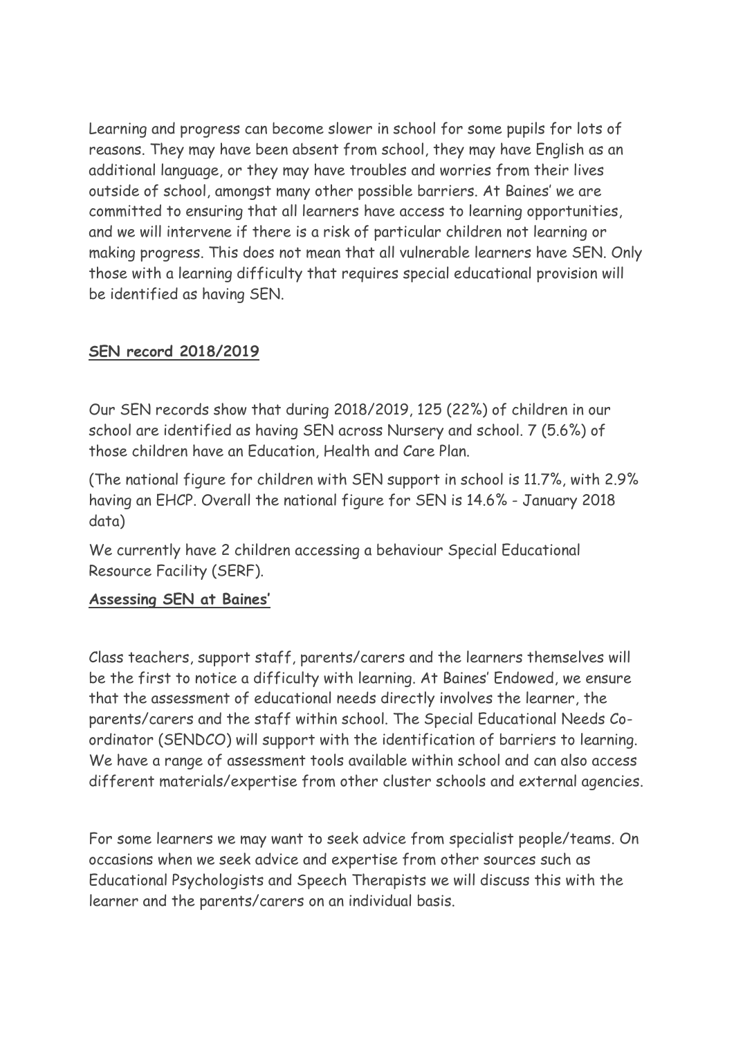Learning and progress can become slower in school for some pupils for lots of reasons. They may have been absent from school, they may have English as an additional language, or they may have troubles and worries from their lives outside of school, amongst many other possible barriers. At Baines' we are committed to ensuring that all learners have access to learning opportunities, and we will intervene if there is a risk of particular children not learning or making progress. This does not mean that all vulnerable learners have SEN. Only those with a learning difficulty that requires special educational provision will be identified as having SEN.

## **SEN record 2018/2019**

Our SEN records show that during 2018/2019, 125 (22%) of children in our school are identified as having SEN across Nursery and school. 7 (5.6%) of those children have an Education, Health and Care Plan.

(The national figure for children with SEN support in school is 11.7%, with 2.9% having an EHCP. Overall the national figure for SEN is 14.6% - January 2018 data)

We currently have 2 children accessing a behaviour Special Educational Resource Facility (SERF).

## **Assessing SEN at Baines'**

Class teachers, support staff, parents/carers and the learners themselves will be the first to notice a difficulty with learning. At Baines' Endowed, we ensure that the assessment of educational needs directly involves the learner, the parents/carers and the staff within school. The Special Educational Needs Co-ordinator (SENDCO) will support with the identification of barriers to learning. We have a range of assessment tools available within school and can also access different materials/expertise from other cluster schools and external agencies.

For some learners we may want to seek advice from specialist people/teams. On occasions when we seek advice and expertise from other sources such as Educational Psychologists and Speech Therapists we will discuss this with the learner and the parents/carers on an individual basis.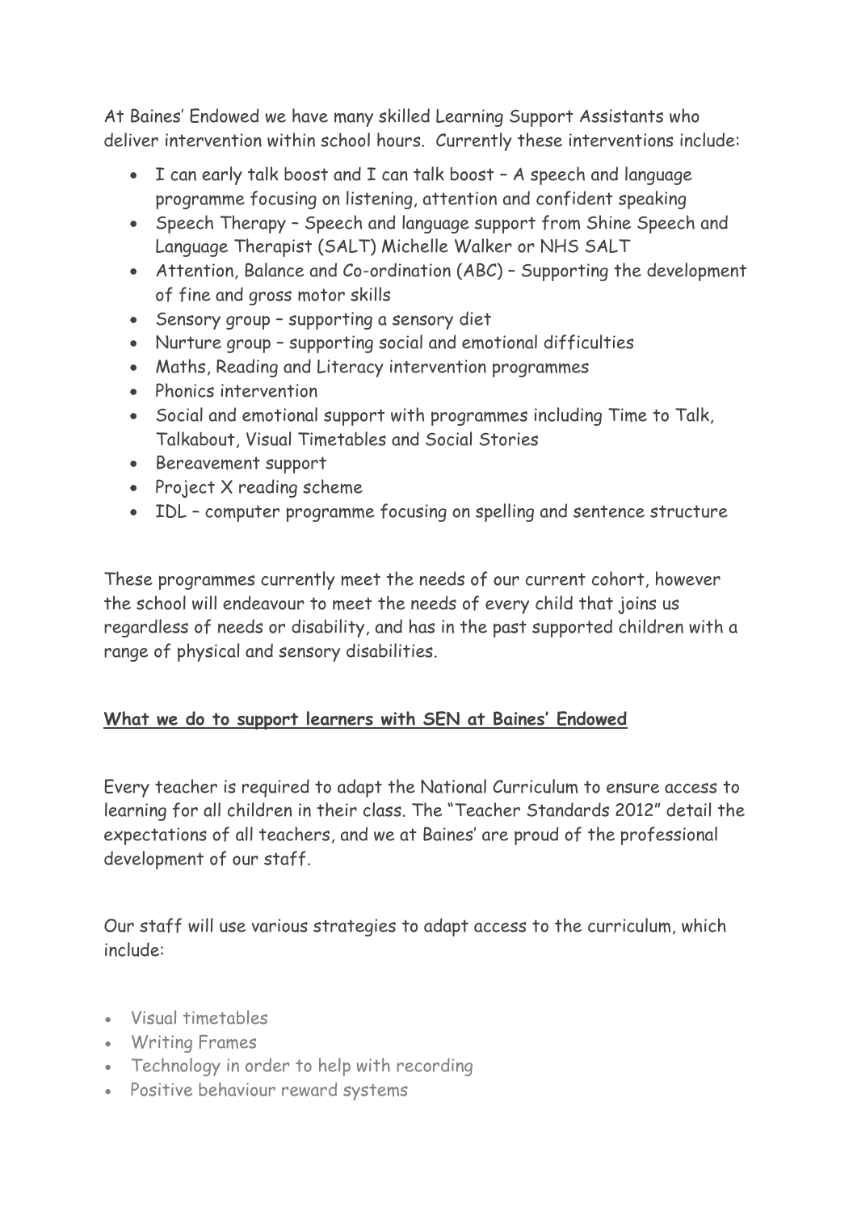At Baines' Endowed we have many skilled Learning Support Assistants who deliver intervention within school hours. Currently these interventions include:

- I can early talk boost and I can talk boost – A speech and language programme focusing on listening, attention and confident speaking
- Speech Therapy – Speech and language support from Shine Speech and Language Therapist (SALT) Michelle Walker or NHS SALT
- Attention, Balance and Co-ordination (ABC) – Supporting the development of fine and gross motor skills
- Sensory group – supporting a sensory diet
- Nurture group – supporting social and emotional difficulties
- Maths, Reading and Literacy intervention programmes
- Phonics intervention
- Social and emotional support with programmes including Time to Talk, Talkabout, Visual Timetables and Social Stories
- Bereavement support
- Project X reading scheme
- IDL – computer programme focusing on spelling and sentence structure

These programmes currently meet the needs of our current cohort, however the school will endeavour to meet the needs of every child that joins us regardless of needs or disability, and has in the past supported children with a range of physical and sensory disabilities.

## What we do to support learners with SEN at Baines' Endowed

Every teacher is required to adapt the National Curriculum to ensure access to learning for all children in their class. The "Teacher Standards 2012" detail the expectations of all teachers, and we at Baines' are proud of the professional development of our staff.

Our staff will use various strategies to adapt access to the curriculum, which include:

- Visual timetables
- Writing Frames
- Technology in order to help with recording
- Positive behaviour reward systems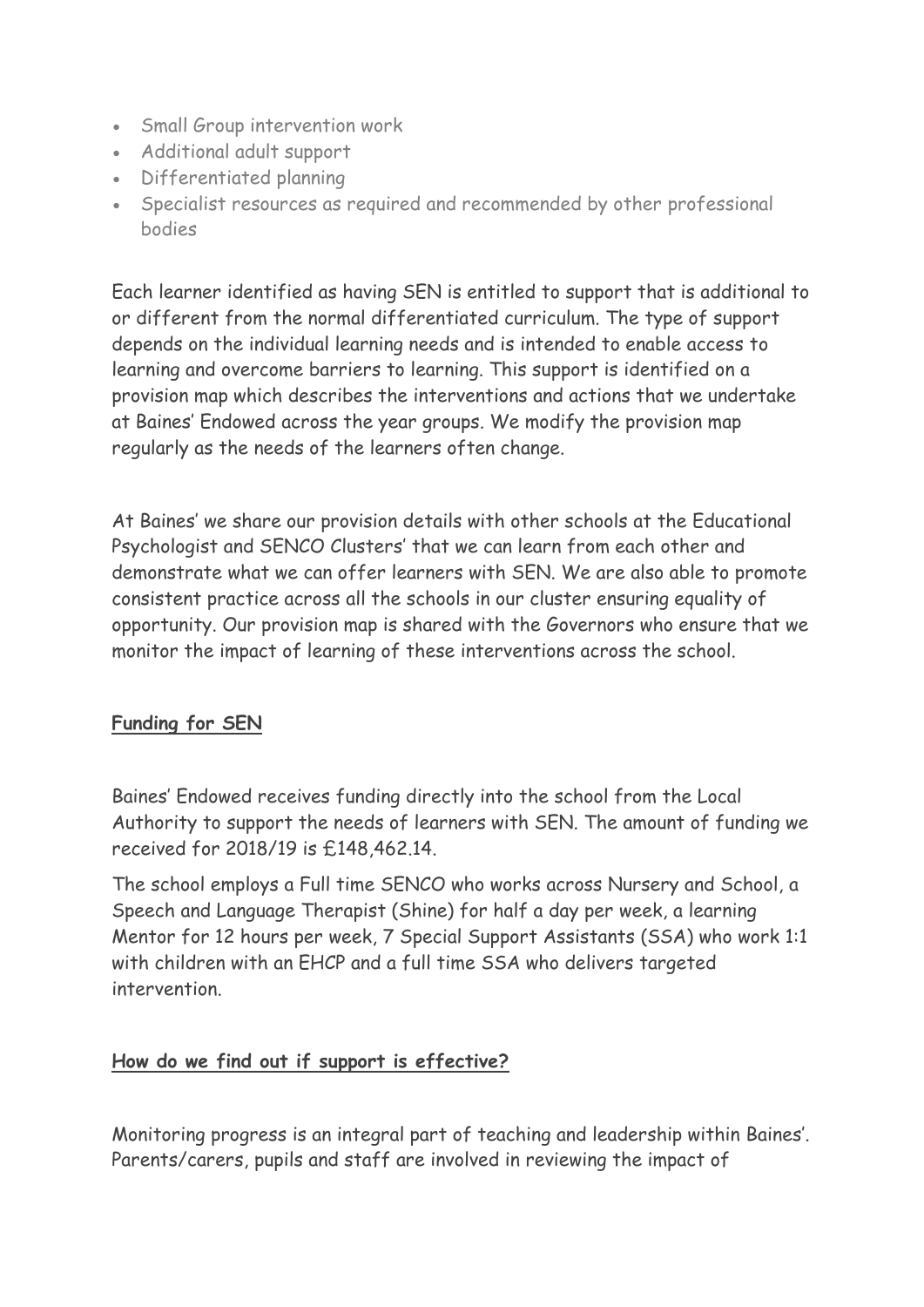- Small Group intervention work
- Additional adult support
- Differentiated planning
- Specialist resources as required and recommended by other professional bodies

Each learner identified as having SEN is entitled to support that is additional to or different from the normal differentiated curriculum. The type of support depends on the individual learning needs and is intended to enable access to learning and overcome barriers to learning. This support is identified on a provision map which describes the interventions and actions that we undertake at Baines' Endowed across the year groups. We modify the provision map regularly as the needs of the learners often change.

At Baines' we share our provision details with other schools at the Educational Psychologist and SENCO Clusters' that we can learn from each other and demonstrate what we can offer learners with SEN. We are also able to promote consistent practice across all the schools in our cluster ensuring equality of opportunity. Our provision map is shared with the Governors who ensure that we monitor the impact of learning of these interventions across the school.

## Funding for SEN

Baines' Endowed receives funding directly into the school from the Local Authority to support the needs of learners with SEN. The amount of funding we received for 2018/19 is £148,462.14.

The school employs a Full time SENCO who works across Nursery and School, a Speech and Language Therapist (Shine) for half a day per week, a learning Mentor for 12 hours per week, 7 Special Support Assistants (SSA) who work 1:1 with children with an EHCP and a full time SSA who delivers targeted intervention.

## How do we find out if support is effective?

Monitoring progress is an integral part of teaching and leadership within Baines'. Parents/carers, pupils and staff are involved in reviewing the impact of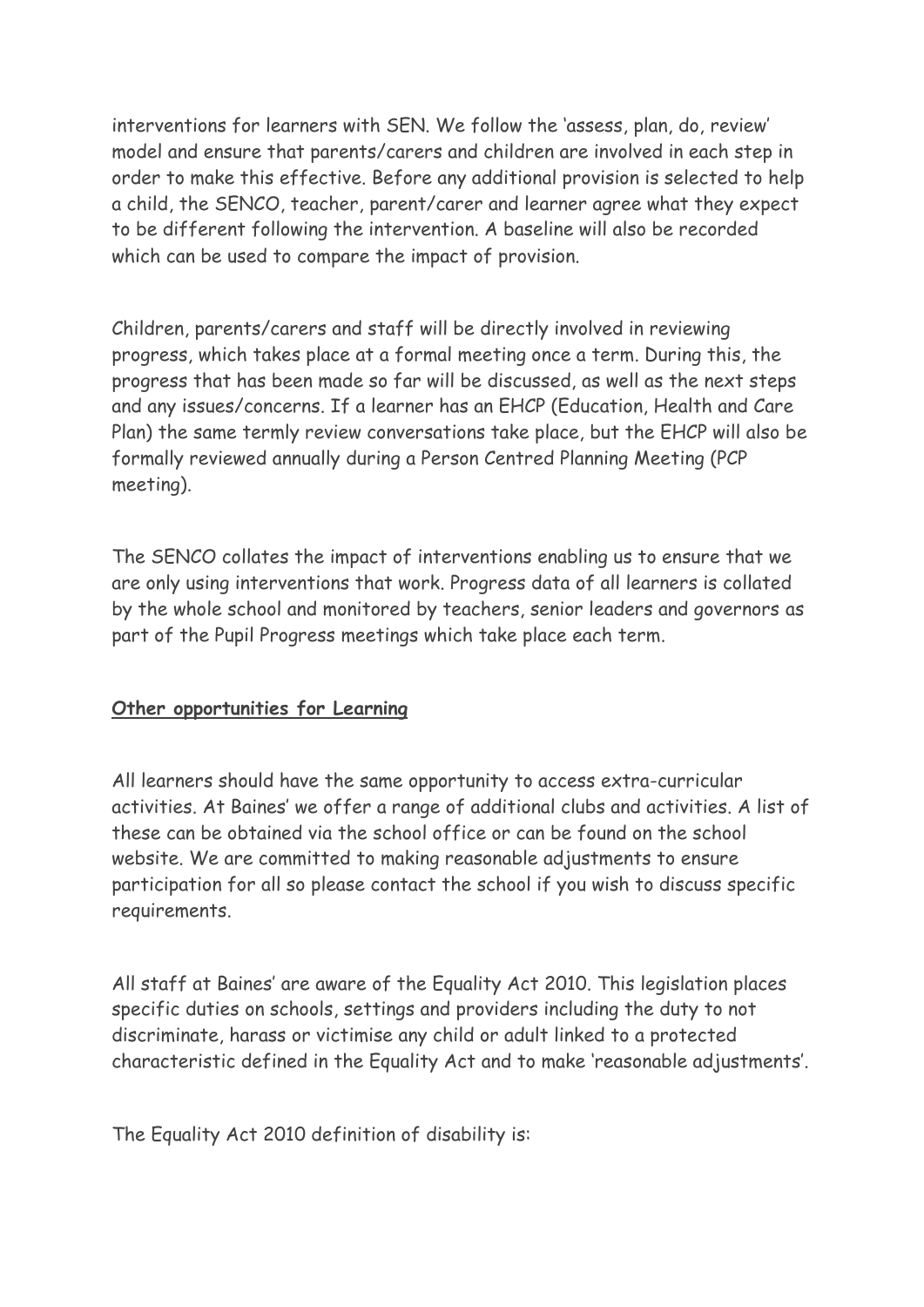interventions for learners with SEN. We follow the 'assess, plan, do, review' model and ensure that parents/carers and children are involved in each step in order to make this effective. Before any additional provision is selected to help a child, the SENCO, teacher, parent/carer and learner agree what they expect to be different following the intervention. A baseline will also be recorded which can be used to compare the impact of provision.

Children, parents/carers and staff will be directly involved in reviewing progress, which takes place at a formal meeting once a term. During this, the progress that has been made so far will be discussed, as well as the next steps and any issues/concerns. If a learner has an EHCP (Education, Health and Care Plan) the same termly review conversations take place, but the EHCP will also be formally reviewed annually during a Person Centred Planning Meeting (PCP meeting).

The SENCO collates the impact of interventions enabling us to ensure that we are only using interventions that work. Progress data of all learners is collated by the whole school and monitored by teachers, senior leaders and governors as part of the Pupil Progress meetings which take place each term.

## Other opportunities for Learning

All learners should have the same opportunity to access extra-curricular activities. At Baines' we offer a range of additional clubs and activities. A list of these can be obtained via the school office or can be found on the school website. We are committed to making reasonable adjustments to ensure participation for all so please contact the school if you wish to discuss specific requirements.

All staff at Baines' are aware of the Equality Act 2010. This legislation places specific duties on schools, settings and providers including the duty to not discriminate, harass or victimise any child or adult linked to a protected characteristic defined in the Equality Act and to make 'reasonable adjustments'.

The Equality Act 2010 definition of disability is: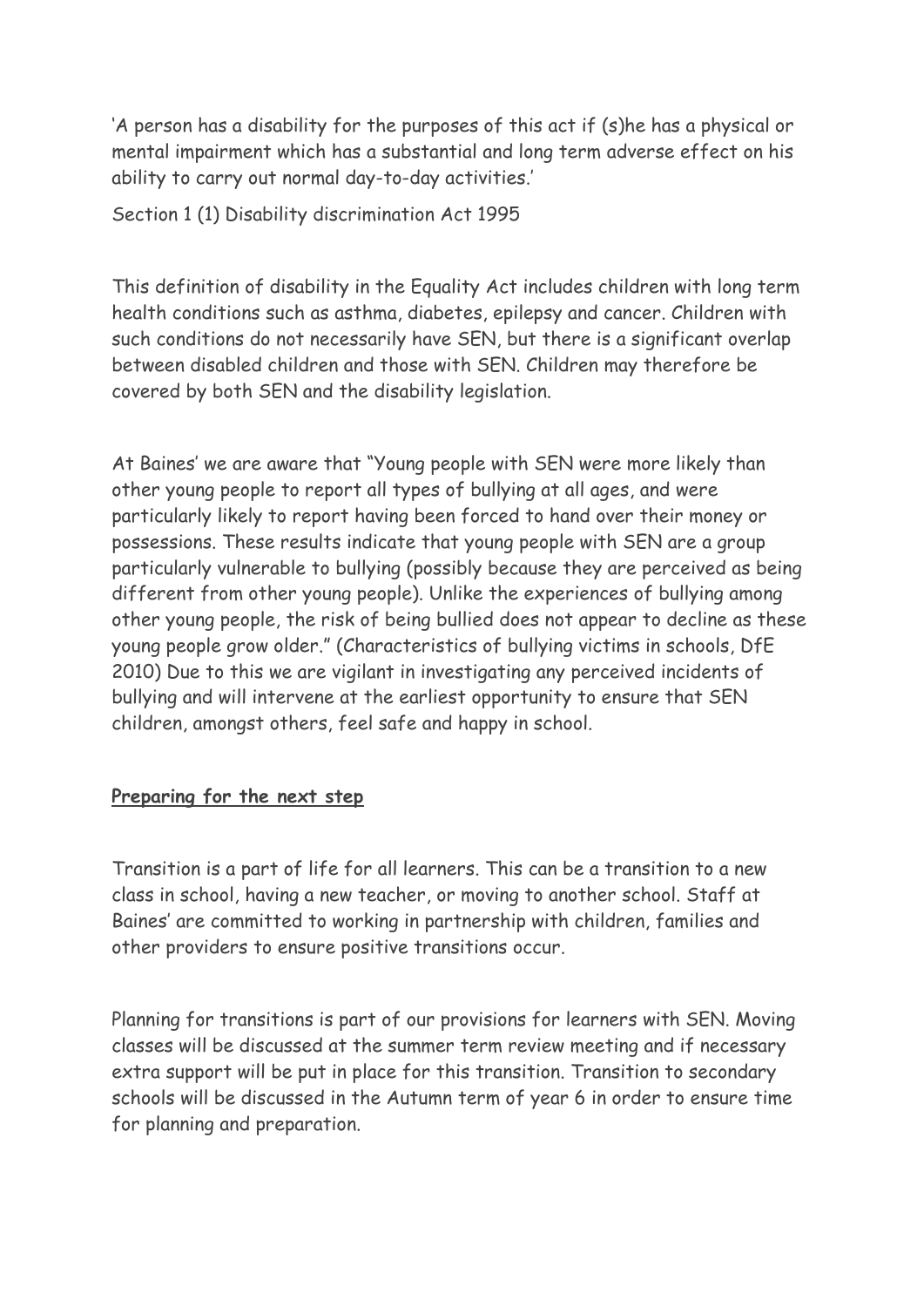'A person has a disability for the purposes of this act if (s)he has a physical or mental impairment which has a substantial and long term adverse effect on his ability to carry out normal day-to-day activities.'

Section 1 (1) Disability discrimination Act 1995

This definition of disability in the Equality Act includes children with long term health conditions such as asthma, diabetes, epilepsy and cancer. Children with such conditions do not necessarily have SEN, but there is a significant overlap between disabled children and those with SEN. Children may therefore be covered by both SEN and the disability legislation.

At Baines' we are aware that "Young people with SEN were more likely than other young people to report all types of bullying at all ages, and were particularly likely to report having been forced to hand over their money or possessions. These results indicate that young people with SEN are a group particularly vulnerable to bullying (possibly because they are perceived as being different from other young people). Unlike the experiences of bullying among other young people, the risk of being bullied does not appear to decline as these young people grow older." (Characteristics of bullying victims in schools, DfE 2010) Due to this we are vigilant in investigating any perceived incidents of bullying and will intervene at the earliest opportunity to ensure that SEN children, amongst others, feel safe and happy in school.

**Preparing for the next step**

Transition is a part of life for all learners. This can be a transition to a new class in school, having a new teacher, or moving to another school. Staff at Baines' are committed to working in partnership with children, families and other providers to ensure positive transitions occur.

Planning for transitions is part of our provisions for learners with SEN. Moving classes will be discussed at the summer term review meeting and if necessary extra support will be put in place for this transition. Transition to secondary schools will be discussed in the Autumn term of year 6 in order to ensure time for planning and preparation.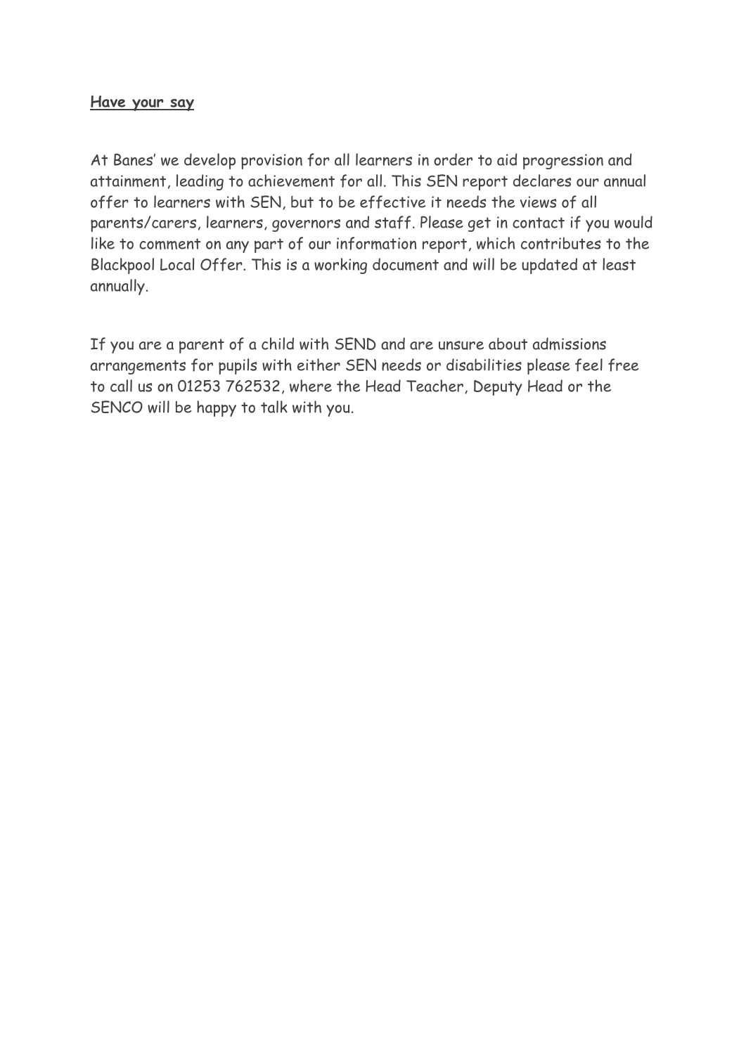## **Have your say**

At Banes' we develop provision for all learners in order to aid progression and attainment, leading to achievement for all. This SEN report declares our annual offer to learners with SEN, but to be effective it needs the views of all parents/carers, learners, governors and staff. Please get in contact if you would like to comment on any part of our information report, which contributes to the Blackpool Local Offer. This is a working document and will be updated at least annually.

If you are a parent of a child with SEND and are unsure about admissions arrangements for pupils with either SEN needs or disabilities please feel free to call us on 01253 762532, where the Head Teacher, Deputy Head or the SENCO will be happy to talk with you.